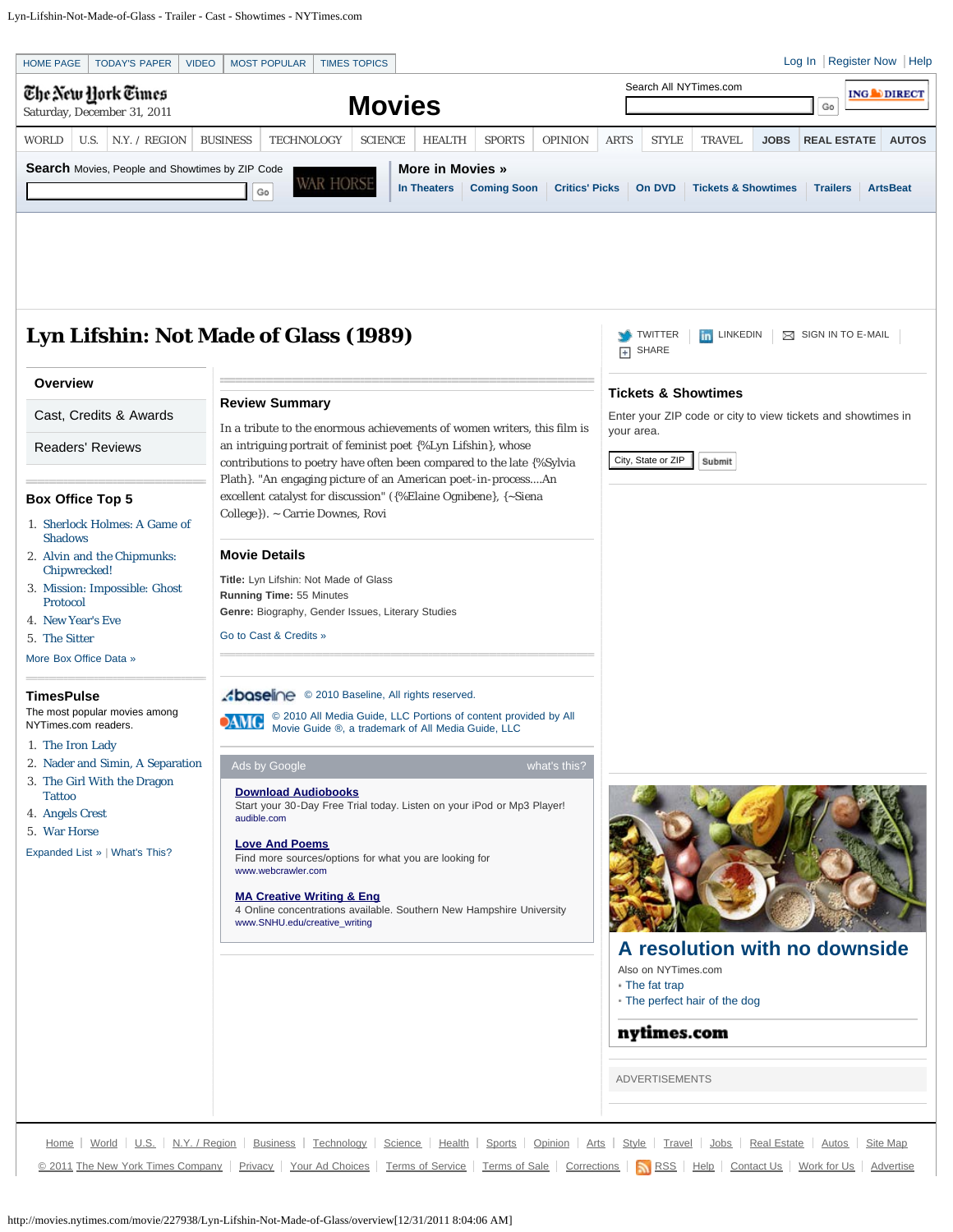HOME PAGE | TODAY'S PAPER | VIDEO | MOST POPULAR | TIMES TOPICS

Log In | Register Now | Help

The New York Times
Saturday, December 31, 2011

# Movies

Search All NYTimes.com

WORLD | U.S. | N.Y. / REGION | BUSINESS | TECHNOLOGY | SCIENCE | HEALTH | SPORTS | OPINION | ARTS | STYLE | TRAVEL | JOBS | REAL ESTATE | AUTOS

**Search** Movies, People and Showtimes by ZIP Code

**More in Movies »**

In Theaters | Coming Soon | Critics' Picks | On DVD | Tickets & Showtimes | Trailers | ArtsBeat

# Lyn Lifshin: Not Made of Glass (1989)

TWITTER | LINKEDIN | SIGN IN TO E-MAIL | SHARE

Overview

Cast, Credits & Awards

Readers' Reviews

## Review Summary

In a tribute to the enormous achievements of women writers, this film is an intriguing portrait of feminist poet {%Lyn Lifshin}, whose contributions to poetry have often been compared to the late {%Sylvia Plath}. "An engaging picture of an American poet-in-process....An excellent catalyst for discussion" ({%Elaine Ognibene}, {~Siena College}). ~ Carrie Downes, Rovi

## Movie Details

**Title:** Lyn Lifshin: Not Made of Glass
**Running Time:** 55 Minutes
**Genre:** Biography, Gender Issues, Literary Studies

Go to Cast & Credits »

baseline © 2010 Baseline, All rights reserved.

AMG © 2010 All Media Guide, LLC Portions of content provided by All Movie Guide ®, a trademark of All Media Guide, LLC

## Tickets & Showtimes

Enter your ZIP code or city to view tickets and showtimes in your area.

City, State or ZIP | Submit

## Box Office Top 5

1. Sherlock Holmes: A Game of Shadows
2. Alvin and the Chipmunks: Chipwrecked!
3. Mission: Impossible: Ghost Protocol
4. New Year's Eve
5. The Sitter

More Box Office Data »

## TimesPulse

The most popular movies among NYTimes.com readers.

1. The Iron Lady
2. Nader and Simin, A Separation
3. The Girl With the Dragon Tattoo
4. Angels Crest
5. War Horse

Expanded List » | What's This?

Ads by Google — what's this?

**Download Audiobooks**
Start your 30-Day Free Trial today. Listen on your iPod or Mp3 Player!
audible.com

**Love And Poems**
Find more sources/options for what you are looking for
www.webcrawler.com

**MA Creative Writing & Eng**
4 Online concentrations available. Southern New Hampshire University
www.SNHU.edu/creative_writing

**A resolution with no downside**
Also on NYTimes.com
- The fat trap
- The perfect hair of the dog

nytimes.com

ADVERTISEMENTS

Home | World | U.S. | N.Y. / Region | Business | Technology | Science | Health | Sports | Opinion | Arts | Style | Travel | Jobs | Real Estate | Autos | Site Map

© 2011 The New York Times Company | Privacy | Your Ad Choices | Terms of Service | Terms of Sale | Corrections | RSS | Help | Contact Us | Work for Us | Advertise